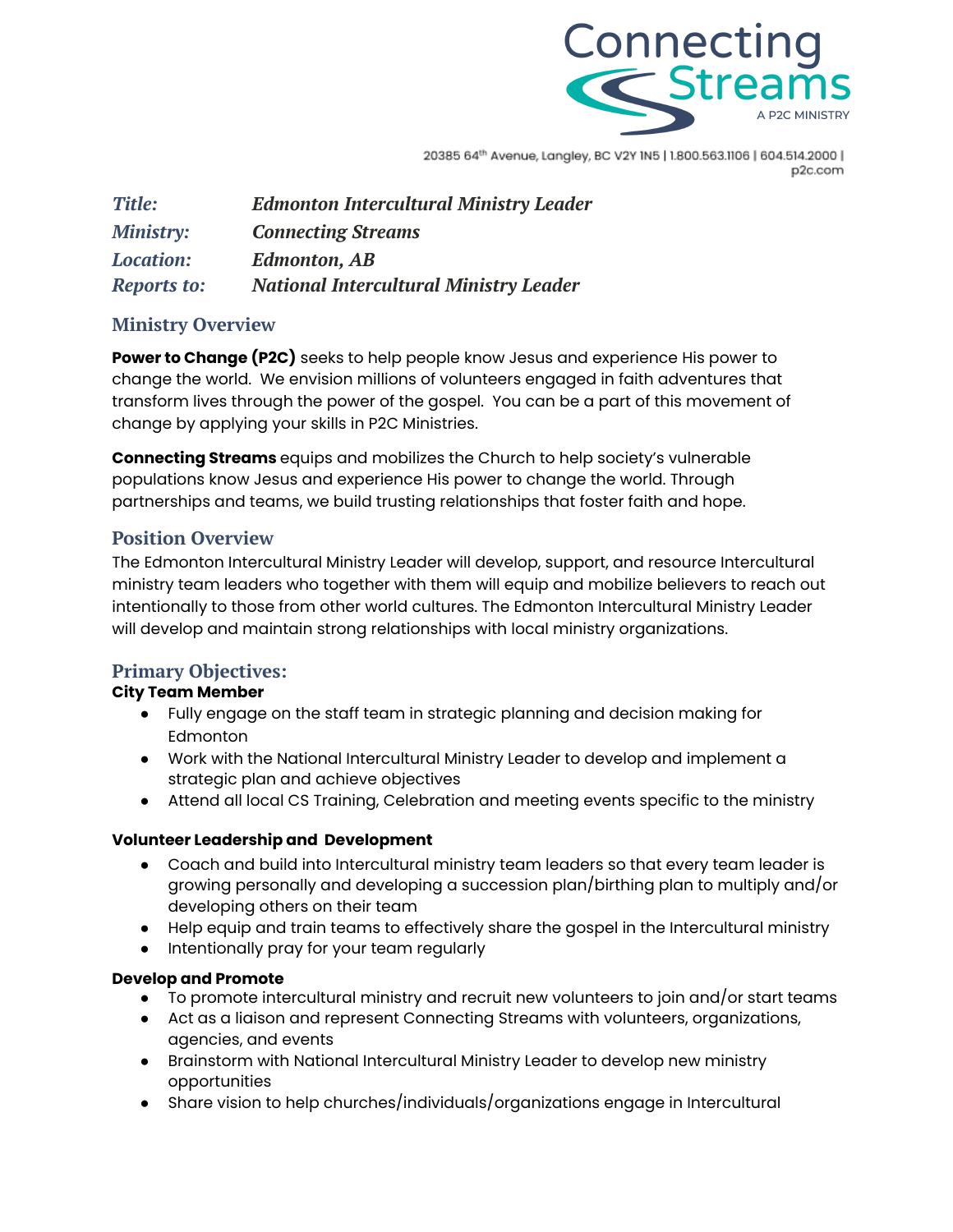Connecting Streams

A P2C MINISTRY

20385 64th Avenue, Langley, BC V2Y 1N5 | 1.800.563.1106 | 604.514.2000 | p2c.com

| | |
|---|---|
| ***Title:*** | ***Edmonton Intercultural Ministry Leader*** |
| ***Ministry:*** | ***Connecting Streams*** |
| ***Location:*** | ***Edmonton, AB*** |
| ***Reports to:*** | ***National Intercultural Ministry Leader*** |

## Ministry Overview

**Power to Change (P2C)** seeks to help people know Jesus and experience His power to change the world. We envision millions of volunteers engaged in faith adventures that transform lives through the power of the gospel. You can be a part of this movement of change by applying your skills in P2C Ministries.

**Connecting Streams** equips and mobilizes the Church to help society's vulnerable populations know Jesus and experience His power to change the world. Through partnerships and teams, we build trusting relationships that foster faith and hope.

## Position Overview

The Edmonton Intercultural Ministry Leader will develop, support, and resource Intercultural ministry team leaders who together with them will equip and mobilize believers to reach out intentionally to those from other world cultures. The Edmonton Intercultural Ministry Leader will develop and maintain strong relationships with local ministry organizations.

## Primary Objectives:

**City Team Member**

- Fully engage on the staff team in strategic planning and decision making for Edmonton
- Work with the National Intercultural Ministry Leader to develop and implement a strategic plan and achieve objectives
- Attend all local CS Training, Celebration and meeting events specific to the ministry

**Volunteer Leadership and Development**

- Coach and build into Intercultural ministry team leaders so that every team leader is growing personally and developing a succession plan/birthing plan to multiply and/or developing others on their team
- Help equip and train teams to effectively share the gospel in the Intercultural ministry
- Intentionally pray for your team regularly

**Develop and Promote**

- To promote intercultural ministry and recruit new volunteers to join and/or start teams
- Act as a liaison and represent Connecting Streams with volunteers, organizations, agencies, and events
- Brainstorm with National Intercultural Ministry Leader to develop new ministry opportunities
- Share vision to help churches/individuals/organizations engage in Intercultural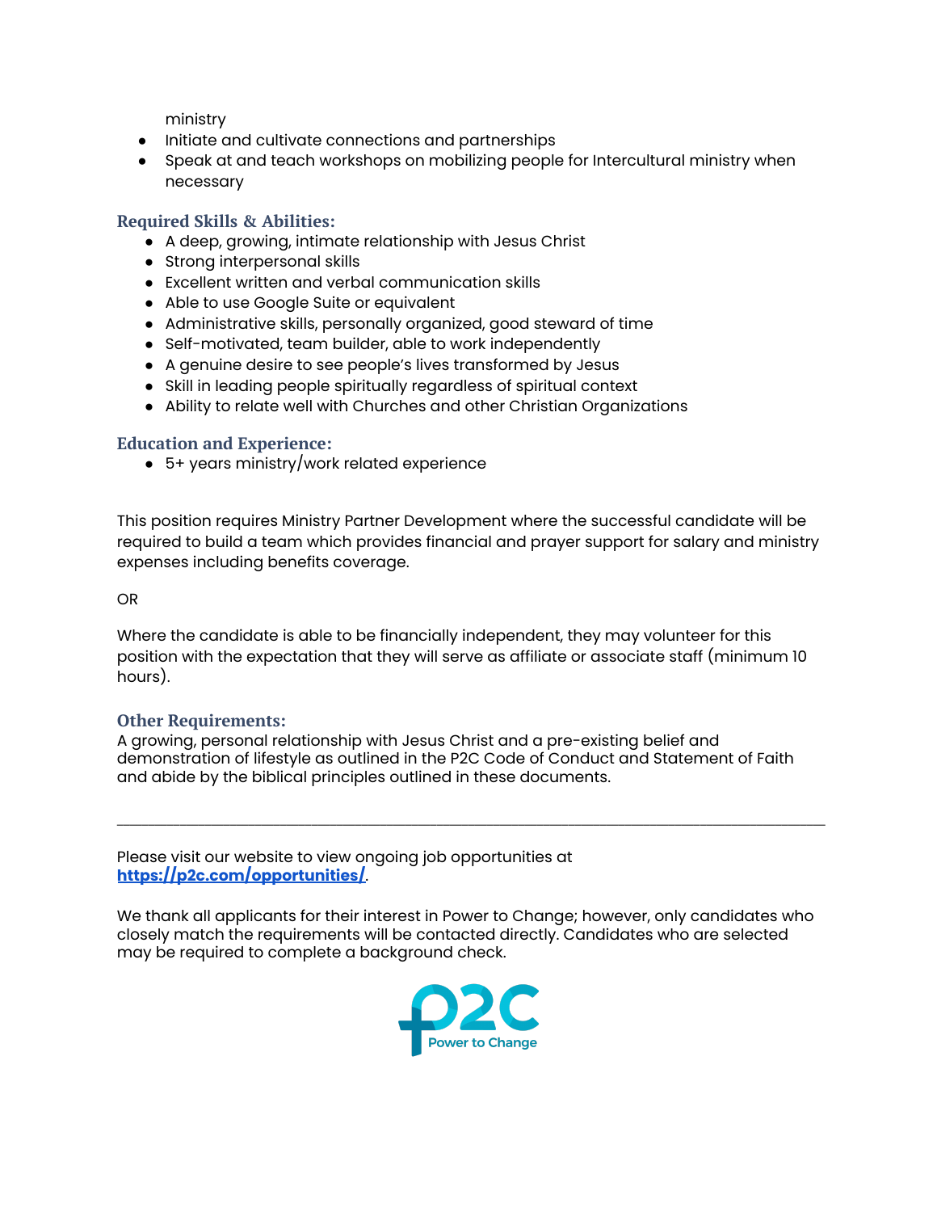ministry

- Initiate and cultivate connections and partnerships
- Speak at and teach workshops on mobilizing people for Intercultural ministry when necessary

### Required Skills & Abilities:

- A deep, growing, intimate relationship with Jesus Christ
- Strong interpersonal skills
- Excellent written and verbal communication skills
- Able to use Google Suite or equivalent
- Administrative skills, personally organized, good steward of time
- Self-motivated, team builder, able to work independently
- A genuine desire to see people's lives transformed by Jesus
- Skill in leading people spiritually regardless of spiritual context
- Ability to relate well with Churches and other Christian Organizations

### Education and Experience:

- 5+ years ministry/work related experience

This position requires Ministry Partner Development where the successful candidate will be required to build a team which provides financial and prayer support for salary and ministry expenses including benefits coverage.

OR

Where the candidate is able to be financially independent, they may volunteer for this position with the expectation that they will serve as affiliate or associate staff (minimum 10 hours).

### Other Requirements:

A growing, personal relationship with Jesus Christ and a pre-existing belief and demonstration of lifestyle as outlined in the P2C Code of Conduct and Statement of Faith and abide by the biblical principles outlined in these documents.

---

Please visit our website to view ongoing job opportunities at **https://p2c.com/opportunities/**.

We thank all applicants for their interest in Power to Change; however, only candidates who closely match the requirements will be contacted directly. Candidates who are selected may be required to complete a background check.

p2C Power to Change